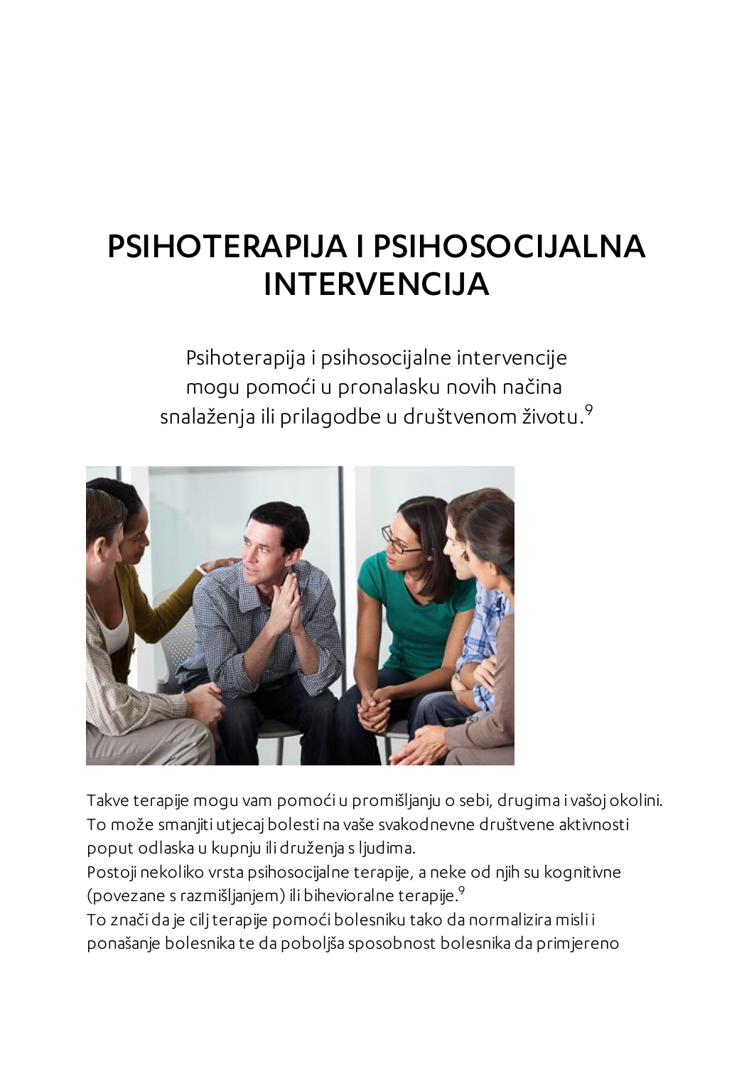# PSIHOTERAPIJA I PSIHOSOCIJALNA INTERVENCIJA

Psihoterapija i psihosocijalne intervencije mogu pomoći u pronalasku novih načina snalaženja ili prilagodbe u društvenom životu.[9]

Takve terapije mogu vam pomoći u promišljanju o sebi, drugima i vašoj okolini. To može smanjiti utjecaj bolesti na vaše svakodnevne društvene aktivnosti poput odlaska u kupnju ili druženja s ljudima.
Postoji nekoliko vrsta psihosocijalne terapije, a neke od njih su kognitivne (povezane s razmišljanjem) ili bihevioralne terapije.[9]
To znači da je cilj terapije pomoći bolesniku tako da normalizira misli i ponašanje bolesnika te da poboljša sposobnost bolesnika da primjereno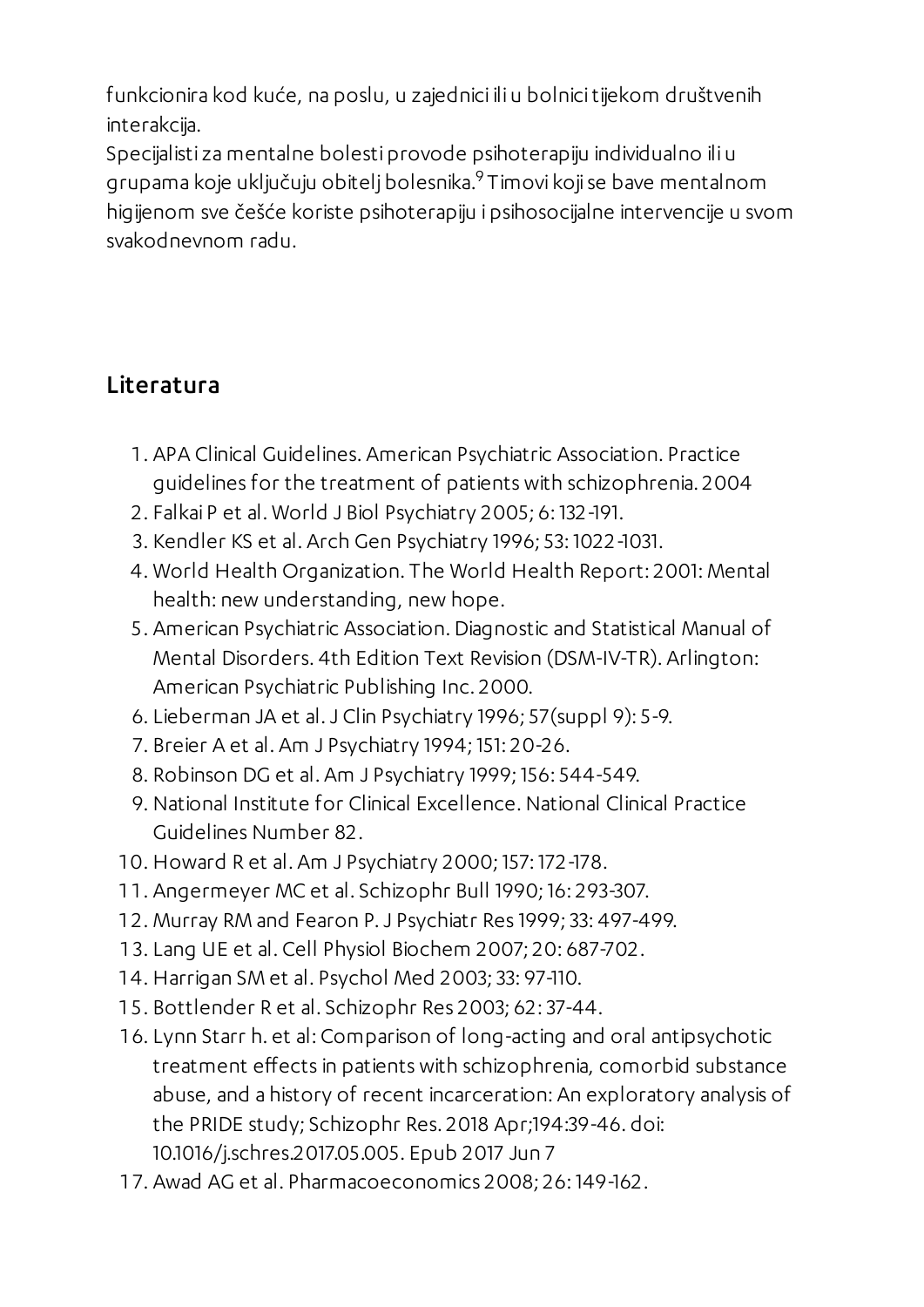funkcionira kod kuće, na poslu, u zajednici ili u bolnici tijekom društvenih interakcija.

Specijalisti za mentalne bolesti provode psihoterapiju individualno ili u grupama koje uključuju obitelj bolesnika.[9] Timovi koji se bave mentalnom higijenom sve češće koriste psihoterapiju i psihosocijalne intervencije u svom svakodnevnom radu.

## Literatura

1. APA Clinical Guidelines. American Psychiatric Association. Practice guidelines for the treatment of patients with schizophrenia. 2004
2. Falkai P et al. World J Biol Psychiatry 2005; 6: 132-191.
3. Kendler KS et al. Arch Gen Psychiatry 1996; 53: 1022-1031.
4. World Health Organization. The World Health Report: 2001: Mental health: new understanding, new hope.
5. American Psychiatric Association. Diagnostic and Statistical Manual of Mental Disorders. 4th Edition Text Revision (DSM-IV-TR). Arlington: American Psychiatric Publishing Inc. 2000.
6. Lieberman JA et al. J Clin Psychiatry 1996; 57(suppl 9): 5-9.
7. Breier A et al. Am J Psychiatry 1994; 151: 20-26.
8. Robinson DG et al. Am J Psychiatry 1999; 156: 544-549.
9. National Institute for Clinical Excellence. National Clinical Practice Guidelines Number 82.
10. Howard R et al. Am J Psychiatry 2000; 157: 172-178.
11. Angermeyer MC et al. Schizophr Bull 1990; 16: 293-307.
12. Murray RM and Fearon P. J Psychiatr Res 1999; 33: 497-499.
13. Lang UE et al. Cell Physiol Biochem 2007; 20: 687-702.
14. Harrigan SM et al. Psychol Med 2003; 33: 97-110.
15. Bottlender R et al. Schizophr Res 2003; 62: 37-44.
16. Lynn Starr h. et al: Comparison of long-acting and oral antipsychotic treatment effects in patients with schizophrenia, comorbid substance abuse, and a history of recent incarceration: An exploratory analysis of the PRIDE study; Schizophr Res. 2018 Apr;194:39-46. doi: 10.1016/j.schres.2017.05.005. Epub 2017 Jun 7
17. Awad AG et al. Pharmacoeconomics 2008; 26: 149-162.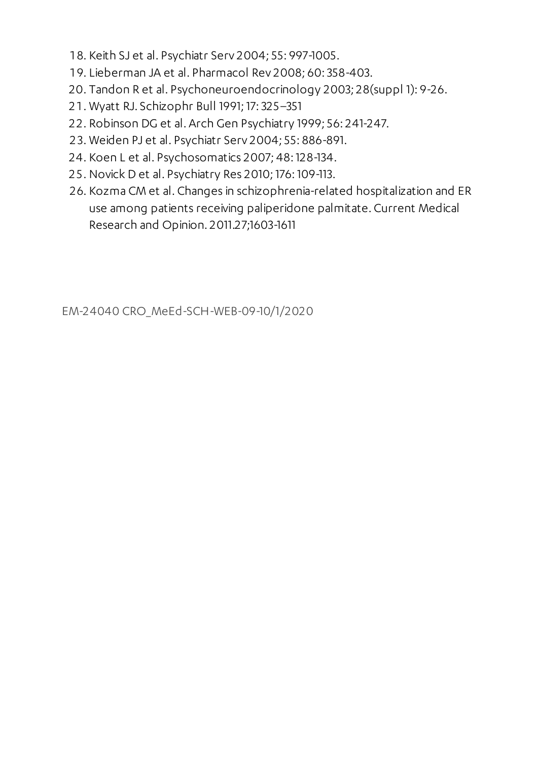18. Keith SJ et al. Psychiatr Serv 2004; 55: 997-1005.
19. Lieberman JA et al. Pharmacol Rev 2008; 60: 358-403.
20. Tandon R et al. Psychoneuroendocrinology 2003; 28(suppl 1): 9-26.
21. Wyatt RJ. Schizophr Bull 1991; 17: 325–351
22. Robinson DG et al. Arch Gen Psychiatry 1999; 56: 241-247.
23. Weiden PJ et al. Psychiatr Serv 2004; 55: 886-891.
24. Koen L et al. Psychosomatics 2007; 48: 128-134.
25. Novick D et al. Psychiatry Res 2010; 176: 109-113.
26. Kozma CM et al. Changes in schizophrenia-related hospitalization and ER use among patients receiving paliperidone palmitate. Current Medical Research and Opinion. 2011.27;1603-1611

EM-24040 CRO_MeEd-SCH-WEB-09-10/1/2020